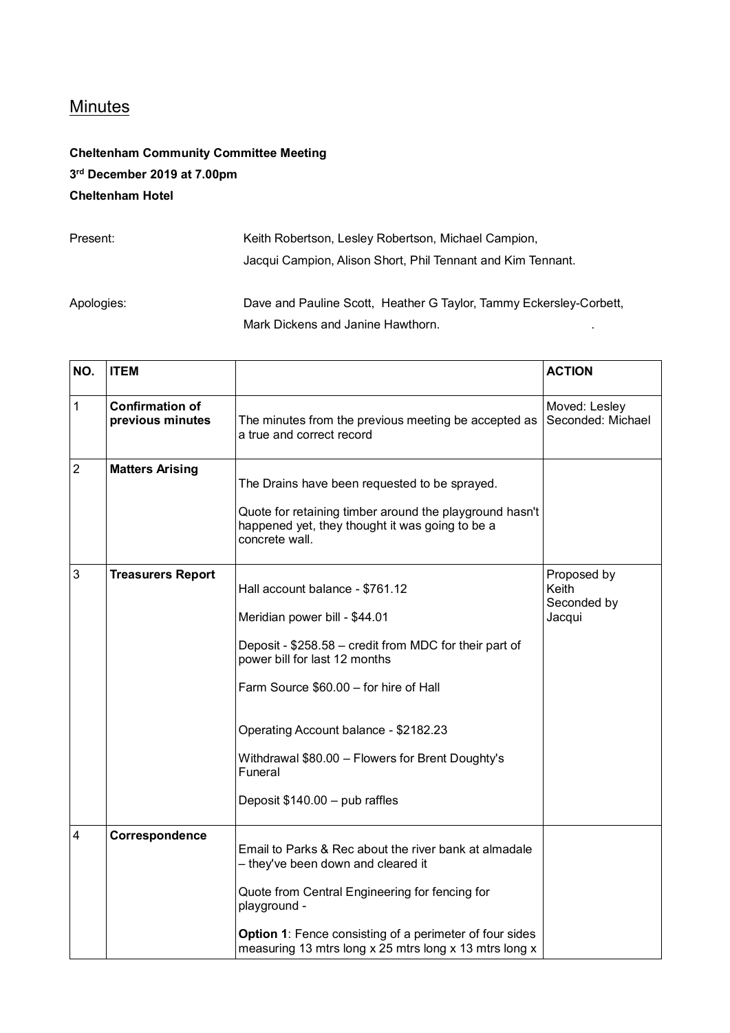# Minutes

**Cheltenham Community Committee Meeting**

**3rd December 2019 at 7.00pm**

**Cheltenham Hotel**

Present: Keith Robertson, Lesley Robertson, Michael Campion, Jacqui Campion, Alison Short, Phil Tennant and Kim Tennant.

Apologies: Dave and Pauline Scott, Heather G Taylor, Tammy Eckersley-Corbett, Mark Dickens and Janine Hawthorn.

| NO. | ITEM | | ACTION |
|---|---|---|---|
| 1 | **Confirmation of previous minutes** | The minutes from the previous meeting be accepted as a true and correct record | Moved: Lesley<br>Seconded: Michael |
| 2 | **Matters Arising** | The Drains have been requested to be sprayed.<br><br>Quote for retaining timber around the playground hasn't happened yet, they thought it was going to be a concrete wall. | |
| 3 | **Treasurers Report** | Hall account balance - $761.12<br><br>Meridian power bill - $44.01<br><br>Deposit - $258.58 – credit from MDC for their part of power bill for last 12 months<br><br>Farm Source $60.00 – for hire of Hall<br><br>Operating Account balance - $2182.23<br><br>Withdrawal $80.00 – Flowers for Brent Doughty's Funeral<br><br>Deposit $140.00 – pub raffles | Proposed by Keith<br>Seconded by Jacqui |
| 4 | **Correspondence** | Email to Parks & Rec about the river bank at almadale – they've been down and cleared it<br><br>Quote from Central Engineering for fencing for playground -<br><br>**Option 1**: Fence consisting of a perimeter of four sides measuring 13 mtrs long x 25 mtrs long x 13 mtrs long x | |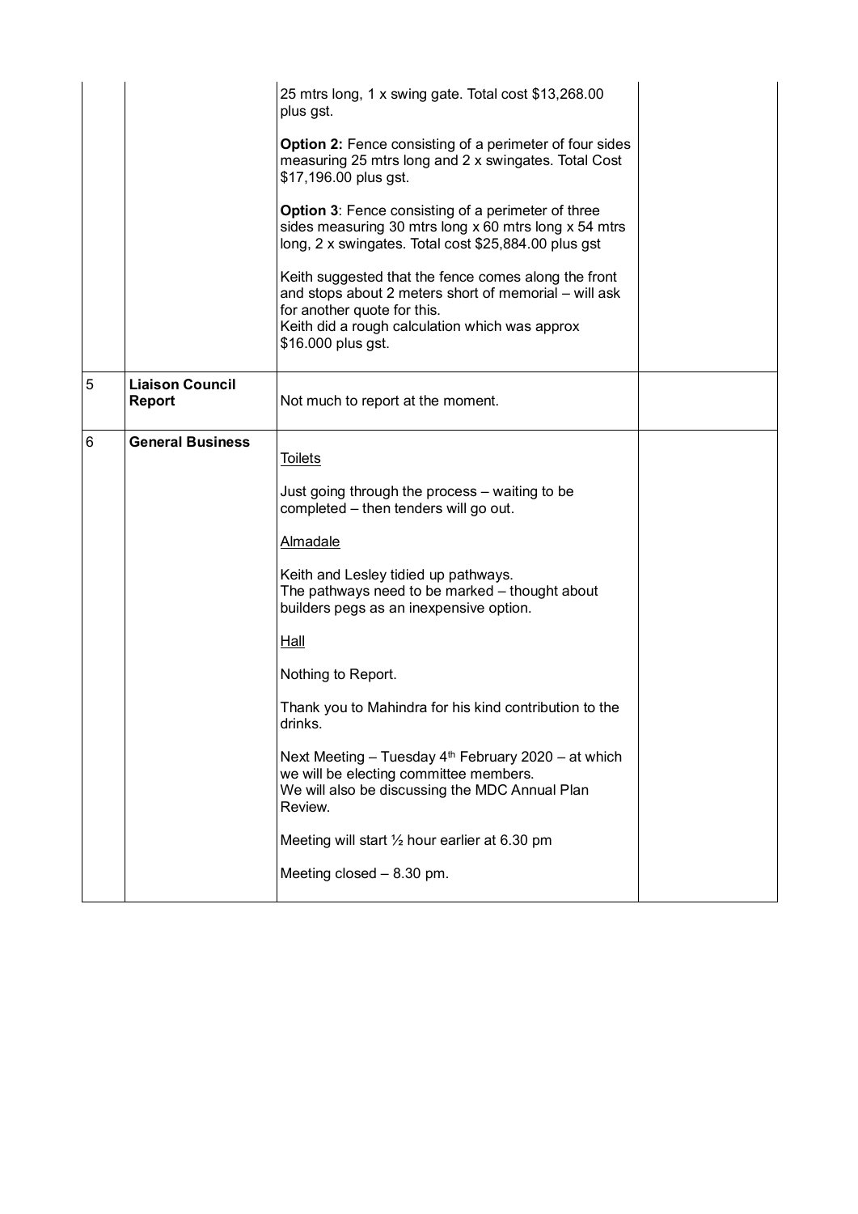| | | | |
|---|---|---|---|
| | | 25 mtrs long, 1 x swing gate. Total cost $13,268.00 plus gst.<br><br>**Option 2:** Fence consisting of a perimeter of four sides measuring 25 mtrs long and 2 x swingates. Total Cost $17,196.00 plus gst.<br><br>**Option 3**: Fence consisting of a perimeter of three sides measuring 30 mtrs long x 60 mtrs long x 54 mtrs long, 2 x swingates. Total cost $25,884.00 plus gst<br><br>Keith suggested that the fence comes along the front and stops about 2 meters short of memorial – will ask for another quote for this.<br>Keith did a rough calculation which was approx $16.000 plus gst. | |
| 5 | **Liaison Council Report** | Not much to report at the moment. | |
| 6 | **General Business** | <u>Toilets</u><br><br>Just going through the process – waiting to be completed – then tenders will go out.<br><br><u>Almadale</u><br><br>Keith and Lesley tidied up pathways.<br>The pathways need to be marked – thought about builders pegs as an inexpensive option.<br><br><u>Hall</u><br><br>Nothing to Report.<br><br>Thank you to Mahindra for his kind contribution to the drinks.<br><br>Next Meeting – Tuesday 4th February 2020 – at which we will be electing committee members.<br>We will also be discussing the MDC Annual Plan Review.<br><br>Meeting will start ½ hour earlier at 6.30 pm<br><br>Meeting closed – 8.30 pm. | |